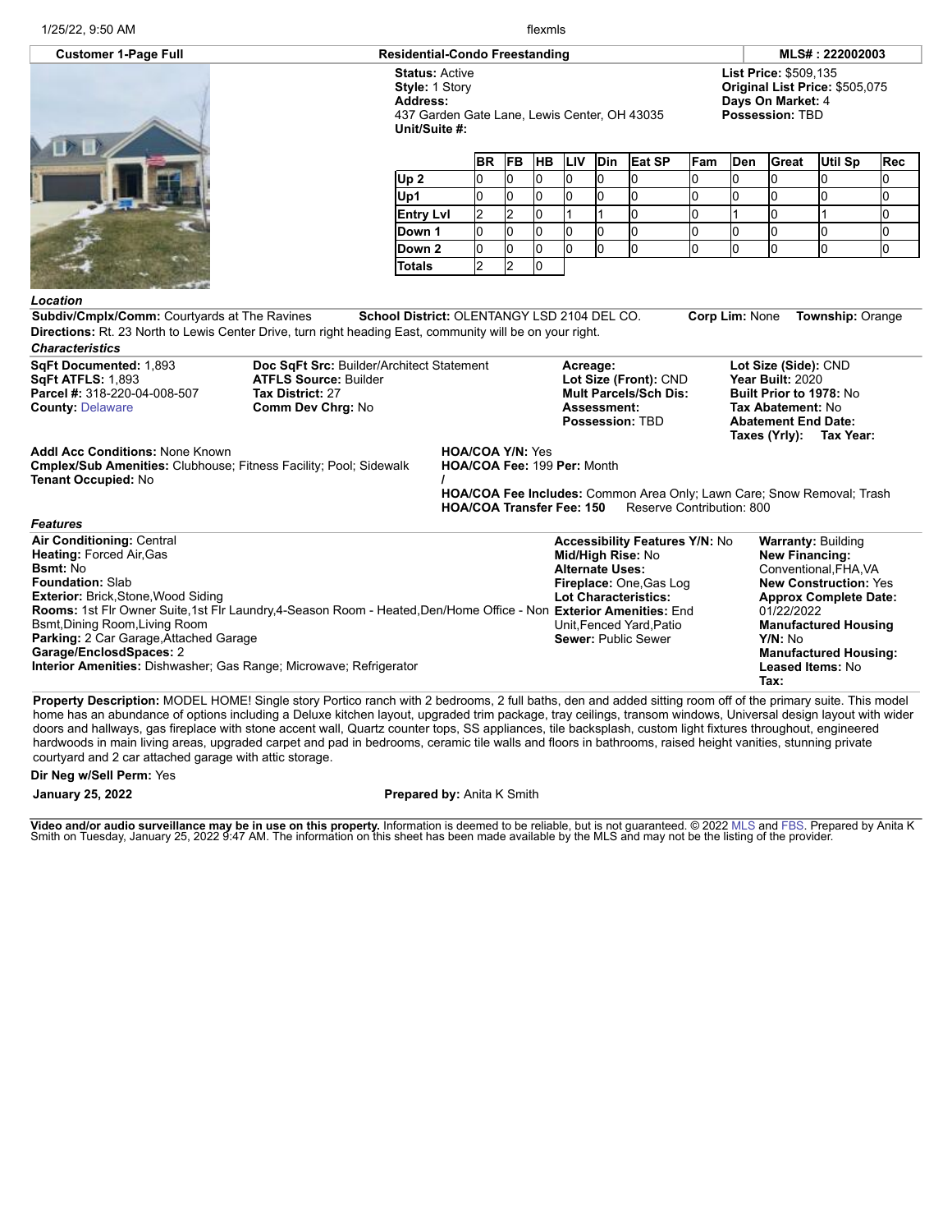**Customer 1-Page Full** | **Residential-Condo Freestanding** | **MLS# : 222002003**

**Status:** Active
**Style:** 1 Story
**Address:**
437 Garden Gate Lane, Lewis Center, OH 43035
**Unit/Suite #:**

**List Price:** $509,135
**Original List Price:** $505,075
**Days On Market:** 4
**Possession:** TBD

| | BR | FB | HB | LIV | Din | Eat SP | Fam | Den | Great | Util Sp | Rec |
|---|---|---|---|---|---|---|---|---|---|---|---|
| Up 2 | 0 | 0 | 0 | 0 | 0 | 0 | 0 | 0 | 0 | 0 | 0 |
| Up1 | 0 | 0 | 0 | 0 | 0 | 0 | 0 | 0 | 0 | 0 | 0 |
| Entry Lvl | 2 | 2 | 0 | 1 | 1 | 0 | 0 | 1 | 0 | 1 | 0 |
| Down 1 | 0 | 0 | 0 | 0 | 0 | 0 | 0 | 0 | 0 | 0 | 0 |
| Down 2 | 0 | 0 | 0 | 0 | 0 | 0 | 0 | 0 | 0 | 0 | 0 |
| Totals | 2 | 2 | 0 | | | | | | | | |

### Location

**Subdiv/Cmplx/Comm:** Courtyards at The Ravines **School District:** OLENTANGY LSD 2104 DEL CO. **Corp Lim:** None **Township:** Orange
**Directions:** Rt. 23 North to Lewis Center Drive, turn right heading East, community will be on your right.

### Characteristics

**SqFt Documented:** 1,893
**SqFt ATFLS:** 1,893
**Parcel #:** 318-220-04-008-507
**County:** Delaware

**Doc SqFt Src:** Builder/Architect Statement
**ATFLS Source:** Builder
**Tax District:** 27
**Comm Dev Chrg:** No

**Acreage:**
**Lot Size (Front):** CND
**Mult Parcels/Sch Dis:**
**Assessment:**
**Possession:** TBD

**Lot Size (Side):** CND
**Year Built:** 2020
**Built Prior to 1978:** No
**Tax Abatement:** No
**Abatement End Date:**
**Taxes (Yrly):** **Tax Year:**

**Addl Acc Conditions:** None Known
**Cmplex/Sub Amenities:** Clubhouse; Fitness Facility; Pool; Sidewalk
**Tenant Occupied:** No

**HOA/COA Y/N:** Yes
**HOA/COA Fee:** 199 **Per:** Month
**/**
**HOA/COA Fee Includes:** Common Area Only; Lawn Care; Snow Removal; Trash
**HOA/COA Transfer Fee: 150** Reserve Contribution: 800

### Features

**Air Conditioning:** Central
**Heating:** Forced Air,Gas
**Bsmt:** No
**Foundation:** Slab
**Exterior:** Brick,Stone,Wood Siding
**Rooms:** 1st Flr Owner Suite,1st Flr Laundry,4-Season Room - Heated,Den/Home Office - Non Bsmt,Dining Room,Living Room
**Parking:** 2 Car Garage,Attached Garage
**Garage/EnclosdSpaces:** 2
**Interior Amenities:** Dishwasher; Gas Range; Microwave; Refrigerator

**Accessibility Features Y/N:** No
**Mid/High Rise:** No
**Alternate Uses:**
**Fireplace:** One,Gas Log
**Lot Characteristics:**
**Exterior Amenities:** End Unit,Fenced Yard,Patio
**Sewer:** Public Sewer

**Warranty:** Building
**New Financing:** Conventional,FHA,VA
**New Construction:** Yes
**Approx Complete Date:** 01/22/2022
**Manufactured Housing Y/N:** No
**Manufactured Housing:**
**Leased Items:** No
**Tax:**

**Property Description:** MODEL HOME! Single story Portico ranch with 2 bedrooms, 2 full baths, den and added sitting room off of the primary suite. This model home has an abundance of options including a Deluxe kitchen layout, upgraded trim package, tray ceilings, transom windows, Universal design layout with wider doors and hallways, gas fireplace with stone accent wall, Quartz counter tops, SS appliances, tile backsplash, custom light fixtures throughout, engineered hardwoods in main living areas, upgraded carpet and pad in bedrooms, ceramic tile walls and floors in bathrooms, raised height vanities, stunning private courtyard and 2 car attached garage with attic storage.

**Dir Neg w/Sell Perm:** Yes

**January 25, 2022** **Prepared by:** Anita K Smith

**Video and/or audio surveillance may be in use on this property.** Information is deemed to be reliable, but is not guaranteed. © 2022 MLS and FBS. Prepared by Anita K Smith on Tuesday, January 25, 2022 9:47 AM. The information on this sheet has been made available by the MLS and may not be the listing of the provider.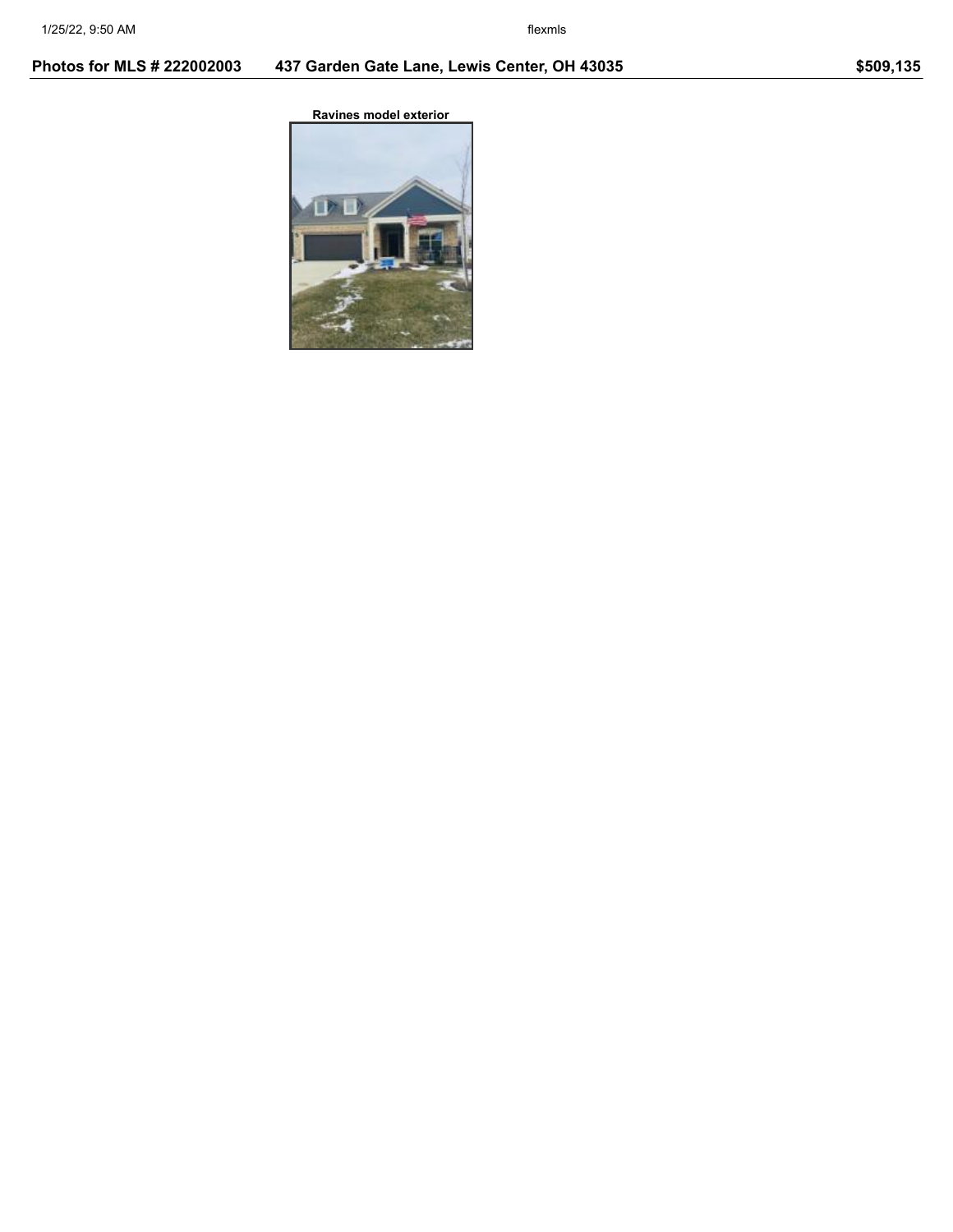**Photos for MLS # 222002003 437 Garden Gate Lane, Lewis Center, OH 43035 $509,135**

Ravines model exterior